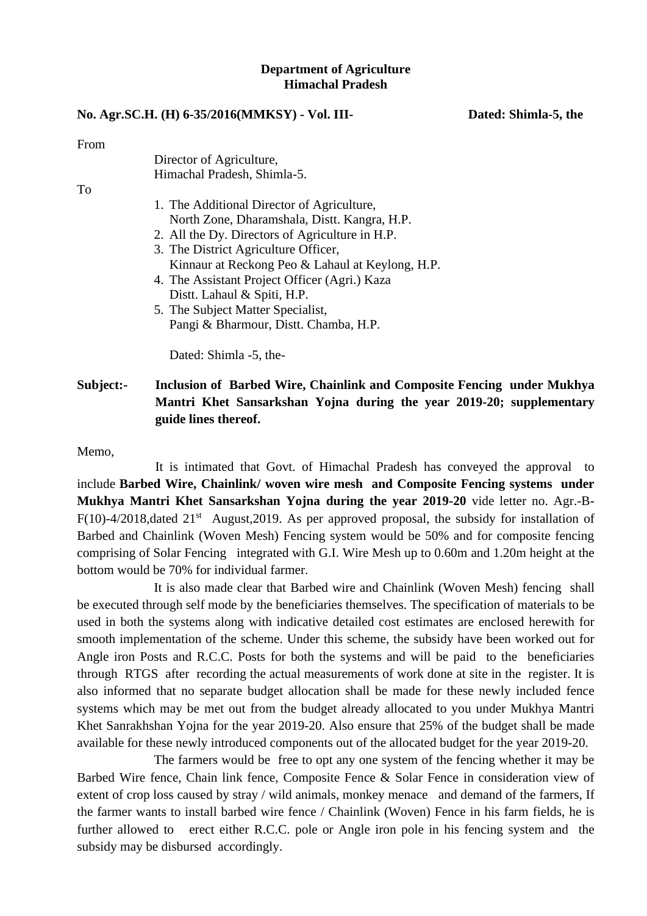**Department of Agriculture**
**Himachal Pradesh**

**No. Agr.SC.H. (H) 6-35/2016(MMKSY) - Vol. III-** **Dated: Shimla-5, the**

From

Director of Agriculture,
Himachal Pradesh, Shimla-5.

To

1. The Additional Director of Agriculture,
   North Zone, Dharamshala, Distt. Kangra, H.P.
2. All the Dy. Directors of Agriculture in H.P.
3. The District Agriculture Officer,
   Kinnaur at Reckong Peo & Lahaul at Keylong, H.P.
4. The Assistant Project Officer (Agri.) Kaza
   Distt. Lahaul & Spiti, H.P.
5. The Subject Matter Specialist,
   Pangi & Bharmour, Distt. Chamba, H.P.

Dated: Shimla -5, the-

**Subject:-** **Inclusion of Barbed Wire, Chainlink and Composite Fencing under Mukhya Mantri Khet Sansarkshan Yojna during the year 2019-20; supplementary guide lines thereof.**

Memo,

It is intimated that Govt. of Himachal Pradesh has conveyed the approval to include **Barbed Wire, Chainlink/ woven wire mesh and Composite Fencing systems under Mukhya Mantri Khet Sansarkshan Yojna during the year 2019-20** vide letter no. Agr.-B-F(10)-4/2018,dated 21st August,2019. As per approved proposal, the subsidy for installation of Barbed and Chainlink (Woven Mesh) Fencing system would be 50% and for composite fencing comprising of Solar Fencing integrated with G.I. Wire Mesh up to 0.60m and 1.20m height at the bottom would be 70% for individual farmer.

It is also made clear that Barbed wire and Chainlink (Woven Mesh) fencing shall be executed through self mode by the beneficiaries themselves. The specification of materials to be used in both the systems along with indicative detailed cost estimates are enclosed herewith for smooth implementation of the scheme. Under this scheme, the subsidy have been worked out for Angle iron Posts and R.C.C. Posts for both the systems and will be paid to the beneficiaries through RTGS after recording the actual measurements of work done at site in the register. It is also informed that no separate budget allocation shall be made for these newly included fence systems which may be met out from the budget already allocated to you under Mukhya Mantri Khet Sanrakhshan Yojna for the year 2019-20. Also ensure that 25% of the budget shall be made available for these newly introduced components out of the allocated budget for the year 2019-20.

The farmers would be free to opt any one system of the fencing whether it may be Barbed Wire fence, Chain link fence, Composite Fence & Solar Fence in consideration view of extent of crop loss caused by stray / wild animals, monkey menace and demand of the farmers, If the farmer wants to install barbed wire fence / Chainlink (Woven) Fence in his farm fields, he is further allowed to erect either R.C.C. pole or Angle iron pole in his fencing system and the subsidy may be disbursed accordingly.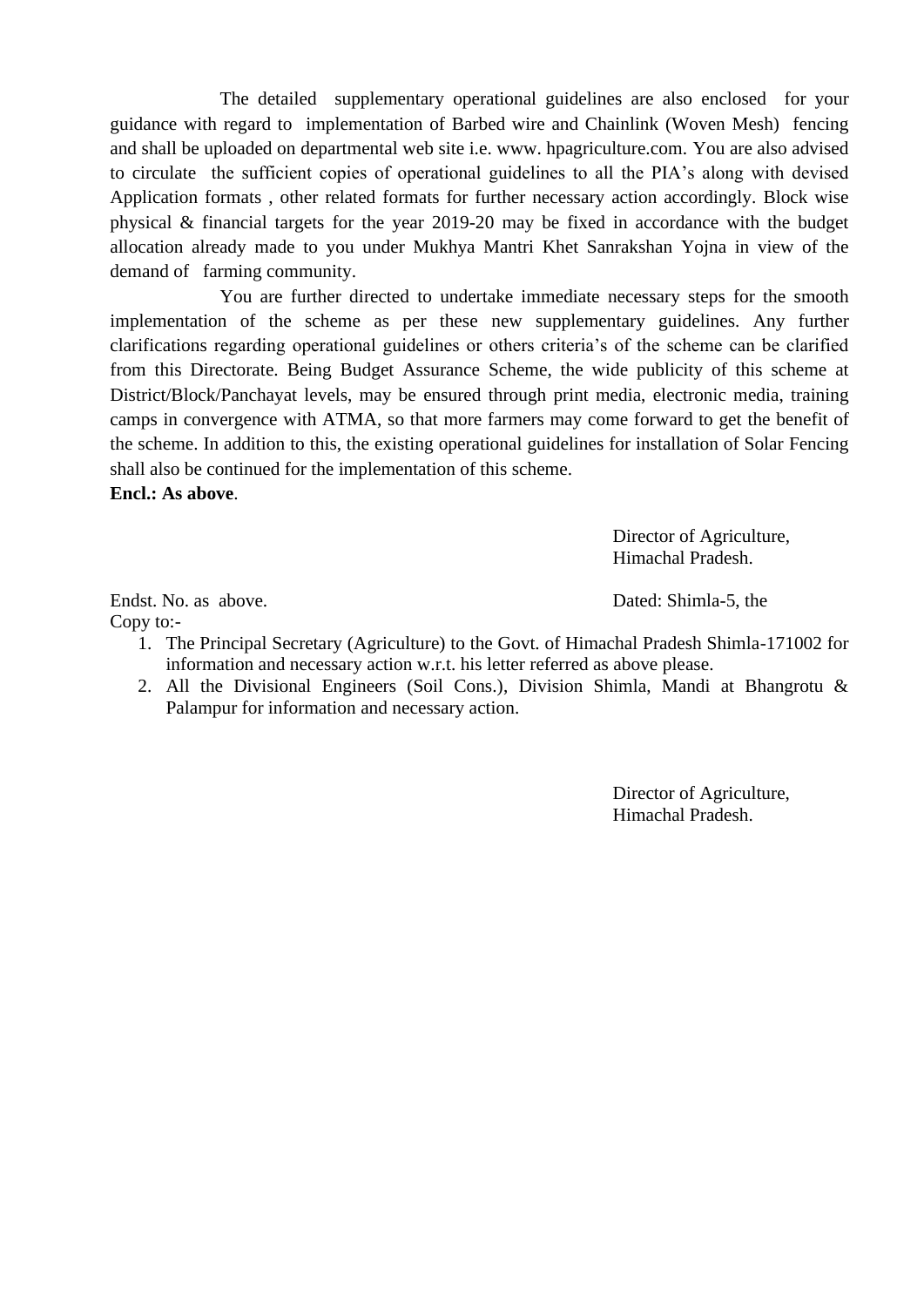The detailed supplementary operational guidelines are also enclosed for your guidance with regard to implementation of Barbed wire and Chainlink (Woven Mesh) fencing and shall be uploaded on departmental web site i.e. www. hpagriculture.com. You are also advised to circulate the sufficient copies of operational guidelines to all the PIA's along with devised Application formats , other related formats for further necessary action accordingly. Block wise physical & financial targets for the year 2019-20 may be fixed in accordance with the budget allocation already made to you under Mukhya Mantri Khet Sanrakshan Yojna in view of the demand of farming community.

You are further directed to undertake immediate necessary steps for the smooth implementation of the scheme as per these new supplementary guidelines. Any further clarifications regarding operational guidelines or others criteria's of the scheme can be clarified from this Directorate. Being Budget Assurance Scheme, the wide publicity of this scheme at District/Block/Panchayat levels, may be ensured through print media, electronic media, training camps in convergence with ATMA, so that more farmers may come forward to get the benefit of the scheme. In addition to this, the existing operational guidelines for installation of Solar Fencing shall also be continued for the implementation of this scheme.

**Encl.: As above**.

Director of Agriculture,
Himachal Pradesh.

Endst. No. as above. Dated: Shimla-5, the

Copy to:-

1. The Principal Secretary (Agriculture) to the Govt. of Himachal Pradesh Shimla-171002 for information and necessary action w.r.t. his letter referred as above please.
2. All the Divisional Engineers (Soil Cons.), Division Shimla, Mandi at Bhangrotu & Palampur for information and necessary action.

Director of Agriculture,
Himachal Pradesh.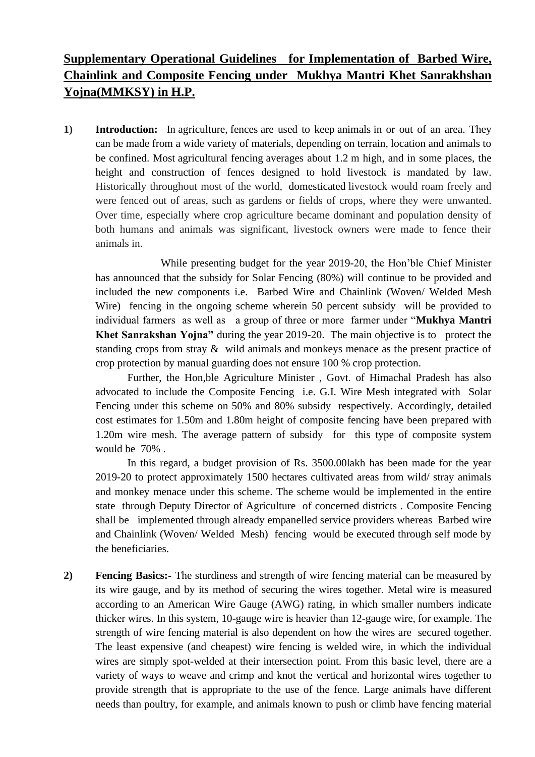# Supplementary Operational Guidelines for Implementation of Barbed Wire, Chainlink and Composite Fencing under Mukhya Mantri Khet Sanrakhshan Yojna(MMKSY) in H.P.

**1) Introduction:** In agriculture, fences are used to keep animals in or out of an area. They can be made from a wide variety of materials, depending on terrain, location and animals to be confined. Most agricultural fencing averages about 1.2 m high, and in some places, the height and construction of fences designed to hold livestock is mandated by law. Historically throughout most of the world, domesticated livestock would roam freely and were fenced out of areas, such as gardens or fields of crops, where they were unwanted. Over time, especially where crop agriculture became dominant and population density of both humans and animals was significant, livestock owners were made to fence their animals in.

While presenting budget for the year 2019-20, the Hon'ble Chief Minister has announced that the subsidy for Solar Fencing (80%) will continue to be provided and included the new components i.e. Barbed Wire and Chainlink (Woven/ Welded Mesh Wire) fencing in the ongoing scheme wherein 50 percent subsidy will be provided to individual farmers as well as a group of three or more farmer under "**Mukhya Mantri Khet Sanrakshan Yojna"** during the year 2019-20. The main objective is to protect the standing crops from stray & wild animals and monkeys menace as the present practice of crop protection by manual guarding does not ensure 100 % crop protection.

Further, the Hon,ble Agriculture Minister , Govt. of Himachal Pradesh has also advocated to include the Composite Fencing i.e. G.I. Wire Mesh integrated with Solar Fencing under this scheme on 50% and 80% subsidy respectively. Accordingly, detailed cost estimates for 1.50m and 1.80m height of composite fencing have been prepared with 1.20m wire mesh. The average pattern of subsidy for this type of composite system would be 70% .

In this regard, a budget provision of Rs. 3500.00lakh has been made for the year 2019-20 to protect approximately 1500 hectares cultivated areas from wild/ stray animals and monkey menace under this scheme. The scheme would be implemented in the entire state through Deputy Director of Agriculture of concerned districts . Composite Fencing shall be implemented through already empanelled service providers whereas Barbed wire and Chainlink (Woven/ Welded Mesh) fencing would be executed through self mode by the beneficiaries.

**2) Fencing Basics:-** The sturdiness and strength of wire fencing material can be measured by its wire gauge, and by its method of securing the wires together. Metal wire is measured according to an American Wire Gauge (AWG) rating, in which smaller numbers indicate thicker wires. In this system, 10-gauge wire is heavier than 12-gauge wire, for example. The strength of wire fencing material is also dependent on how the wires are secured together. The least expensive (and cheapest) wire fencing is welded wire, in which the individual wires are simply spot-welded at their intersection point. From this basic level, there are a variety of ways to weave and crimp and knot the vertical and horizontal wires together to provide strength that is appropriate to the use of the fence. Large animals have different needs than poultry, for example, and animals known to push or climb have fencing material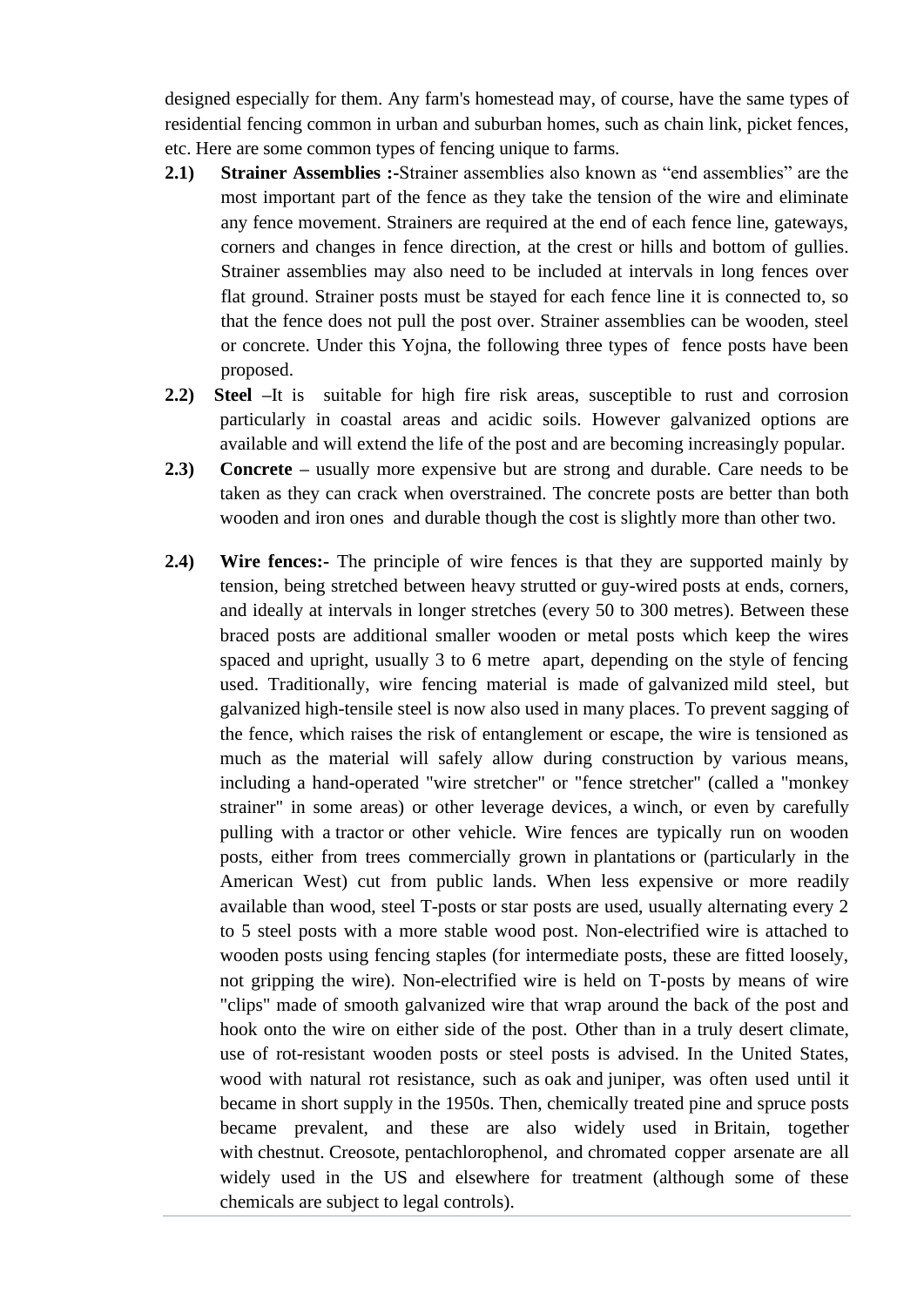designed especially for them. Any farm's homestead may, of course, have the same types of residential fencing common in urban and suburban homes, such as chain link, picket fences, etc. Here are some common types of fencing unique to farms.

**2.1) Strainer Assemblies :-**Strainer assemblies also known as "end assemblies" are the most important part of the fence as they take the tension of the wire and eliminate any fence movement. Strainers are required at the end of each fence line, gateways, corners and changes in fence direction, at the crest or hills and bottom of gullies. Strainer assemblies may also need to be included at intervals in long fences over flat ground. Strainer posts must be stayed for each fence line it is connected to, so that the fence does not pull the post over. Strainer assemblies can be wooden, steel or concrete. Under this Yojna, the following three types of fence posts have been proposed.

**2.2) Steel** –It is suitable for high fire risk areas, susceptible to rust and corrosion particularly in coastal areas and acidic soils. However galvanized options are available and will extend the life of the post and are becoming increasingly popular.

**2.3) Concrete** – usually more expensive but are strong and durable. Care needs to be taken as they can crack when overstrained. The concrete posts are better than both wooden and iron ones and durable though the cost is slightly more than other two.

**2.4) Wire fences:-** The principle of wire fences is that they are supported mainly by tension, being stretched between heavy strutted or guy-wired posts at ends, corners, and ideally at intervals in longer stretches (every 50 to 300 metres). Between these braced posts are additional smaller wooden or metal posts which keep the wires spaced and upright, usually 3 to 6 metre apart, depending on the style of fencing used. Traditionally, wire fencing material is made of galvanized mild steel, but galvanized high-tensile steel is now also used in many places. To prevent sagging of the fence, which raises the risk of entanglement or escape, the wire is tensioned as much as the material will safely allow during construction by various means, including a hand-operated "wire stretcher" or "fence stretcher" (called a "monkey strainer" in some areas) or other leverage devices, a winch, or even by carefully pulling with a tractor or other vehicle. Wire fences are typically run on wooden posts, either from trees commercially grown in plantations or (particularly in the American West) cut from public lands. When less expensive or more readily available than wood, steel T-posts or star posts are used, usually alternating every 2 to 5 steel posts with a more stable wood post. Non-electrified wire is attached to wooden posts using fencing staples (for intermediate posts, these are fitted loosely, not gripping the wire). Non-electrified wire is held on T-posts by means of wire "clips" made of smooth galvanized wire that wrap around the back of the post and hook onto the wire on either side of the post. Other than in a truly desert climate, use of rot-resistant wooden posts or steel posts is advised. In the United States, wood with natural rot resistance, such as oak and juniper, was often used until it became in short supply in the 1950s. Then, chemically treated pine and spruce posts became prevalent, and these are also widely used in Britain, together with chestnut. Creosote, pentachlorophenol, and chromated copper arsenate are all widely used in the US and elsewhere for treatment (although some of these chemicals are subject to legal controls).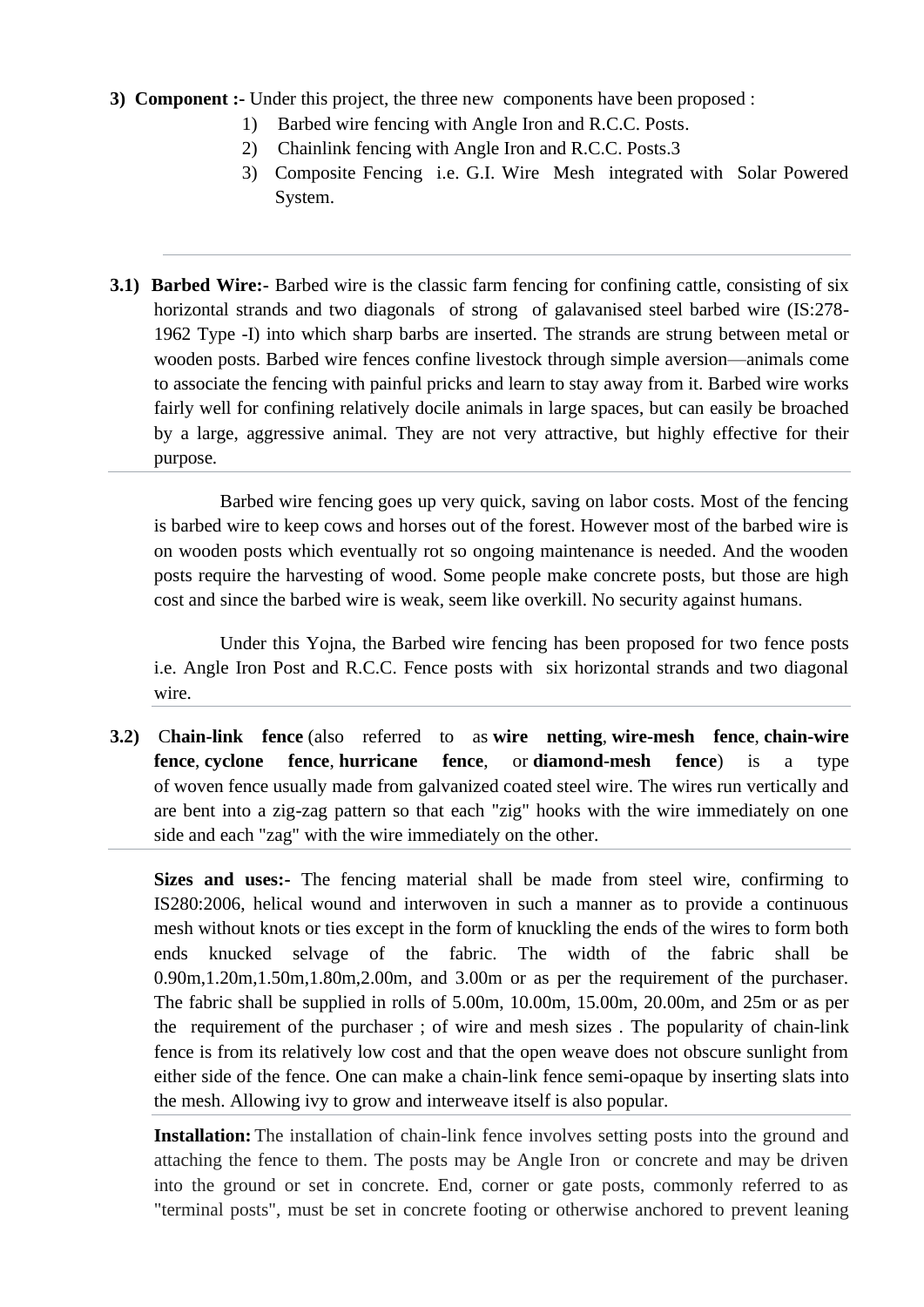**3) Component :-** Under this project, the three new components have been proposed :

1) Barbed wire fencing with Angle Iron and R.C.C. Posts.
2) Chainlink fencing with Angle Iron and R.C.C. Posts.3
3) Composite Fencing i.e. G.I. Wire Mesh integrated with Solar Powered System.

---

**3.1) Barbed Wire:-** Barbed wire is the classic farm fencing for confining cattle, consisting of six horizontal strands and two diagonals of strong of galavanised steel barbed wire (IS:278-1962 Type -I) into which sharp barbs are inserted. The strands are strung between metal or wooden posts. Barbed wire fences confine livestock through simple aversion—animals come to associate the fencing with painful pricks and learn to stay away from it. Barbed wire works fairly well for confining relatively docile animals in large spaces, but can easily be broached by a large, aggressive animal. They are not very attractive, but highly effective for their purpose.

Barbed wire fencing goes up very quick, saving on labor costs. Most of the fencing is barbed wire to keep cows and horses out of the forest. However most of the barbed wire is on wooden posts which eventually rot so ongoing maintenance is needed. And the wooden posts require the harvesting of wood. Some people make concrete posts, but those are high cost and since the barbed wire is weak, seem like overkill. No security against humans.

Under this Yojna, the Barbed wire fencing has been proposed for two fence posts i.e. Angle Iron Post and R.C.C. Fence posts with six horizontal strands and two diagonal wire.

**3.2)** C**hain-link fence** (also referred to as **wire netting**, **wire-mesh fence**, **chain-wire fence**, **cyclone fence**, **hurricane fence**, or **diamond-mesh fence**) is a type of woven fence usually made from galvanized coated steel wire. The wires run vertically and are bent into a zig-zag pattern so that each "zig" hooks with the wire immediately on one side and each "zag" with the wire immediately on the other.

**Sizes and uses:-** The fencing material shall be made from steel wire, confirming to IS280:2006, helical wound and interwoven in such a manner as to provide a continuous mesh without knots or ties except in the form of knuckling the ends of the wires to form both ends knucked selvage of the fabric. The width of the fabric shall be 0.90m,1.20m,1.50m,1.80m,2.00m, and 3.00m or as per the requirement of the purchaser. The fabric shall be supplied in rolls of 5.00m, 10.00m, 15.00m, 20.00m, and 25m or as per the requirement of the purchaser ; of wire and mesh sizes . The popularity of chain-link fence is from its relatively low cost and that the open weave does not obscure sunlight from either side of the fence. One can make a chain-link fence semi-opaque by inserting slats into the mesh. Allowing ivy to grow and interweave itself is also popular.

**Installation:** The installation of chain-link fence involves setting posts into the ground and attaching the fence to them. The posts may be Angle Iron or concrete and may be driven into the ground or set in concrete. End, corner or gate posts, commonly referred to as "terminal posts", must be set in concrete footing or otherwise anchored to prevent leaning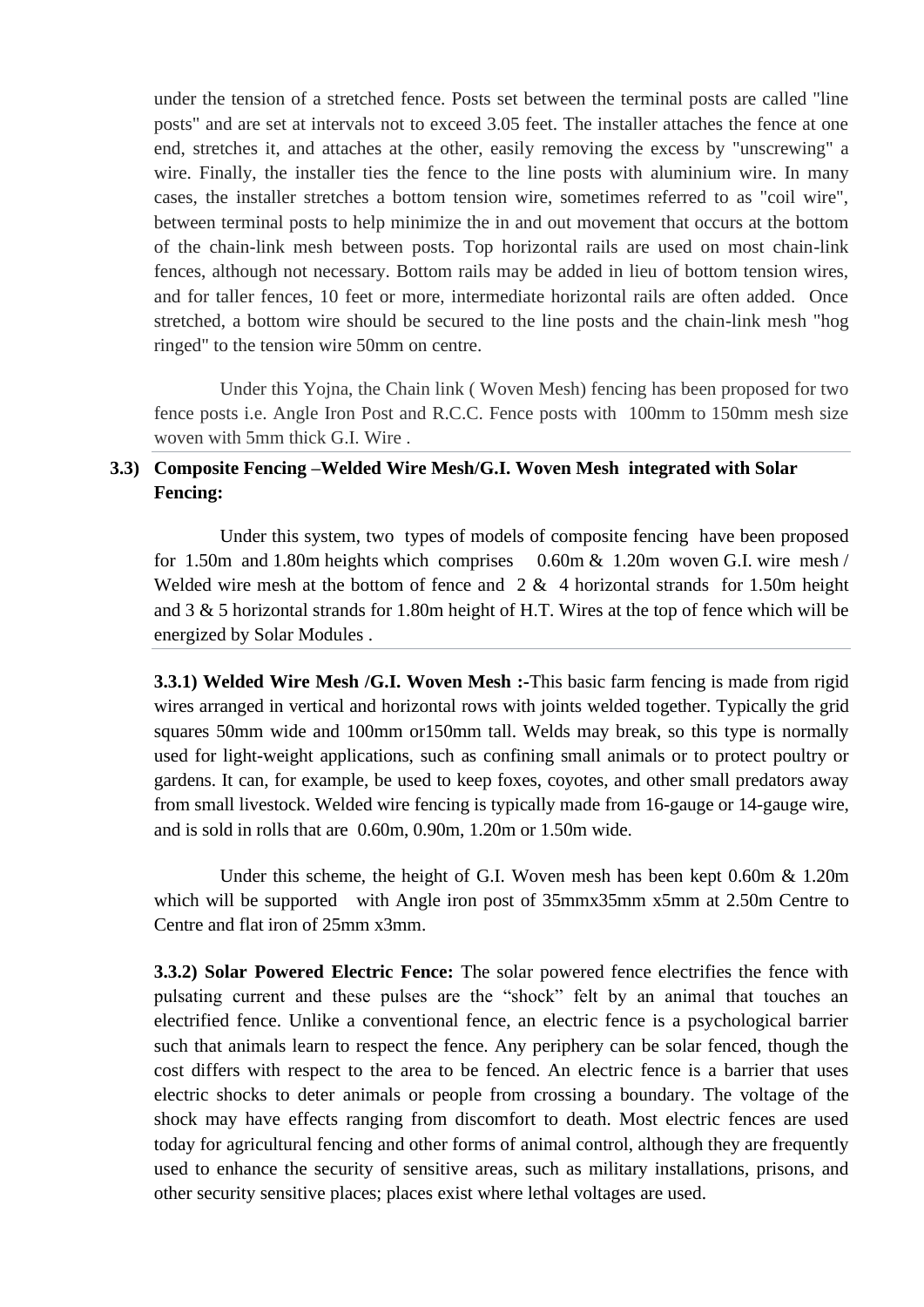under the tension of a stretched fence. Posts set between the terminal posts are called "line posts" and are set at intervals not to exceed 3.05 feet. The installer attaches the fence at one end, stretches it, and attaches at the other, easily removing the excess by "unscrewing" a wire. Finally, the installer ties the fence to the line posts with aluminium wire. In many cases, the installer stretches a bottom tension wire, sometimes referred to as "coil wire", between terminal posts to help minimize the in and out movement that occurs at the bottom of the chain-link mesh between posts. Top horizontal rails are used on most chain-link fences, although not necessary. Bottom rails may be added in lieu of bottom tension wires, and for taller fences, 10 feet or more, intermediate horizontal rails are often added. Once stretched, a bottom wire should be secured to the line posts and the chain-link mesh "hog ringed" to the tension wire 50mm on centre.

Under this Yojna, the Chain link ( Woven Mesh) fencing has been proposed for two fence posts i.e. Angle Iron Post and R.C.C. Fence posts with 100mm to 150mm mesh size woven with 5mm thick G.I. Wire .

### 3.3) Composite Fencing –Welded Wire Mesh/G.I. Woven Mesh integrated with Solar Fencing:

Under this system, two types of models of composite fencing have been proposed for 1.50m and 1.80m heights which comprises 0.60m & 1.20m woven G.I. wire mesh / Welded wire mesh at the bottom of fence and 2 & 4 horizontal strands for 1.50m height and 3 & 5 horizontal strands for 1.80m height of H.T. Wires at the top of fence which will be energized by Solar Modules .

**3.3.1) Welded Wire Mesh /G.I. Woven Mesh :-**This basic farm fencing is made from rigid wires arranged in vertical and horizontal rows with joints welded together. Typically the grid squares 50mm wide and 100mm or150mm tall. Welds may break, so this type is normally used for light-weight applications, such as confining small animals or to protect poultry or gardens. It can, for example, be used to keep foxes, coyotes, and other small predators away from small livestock. Welded wire fencing is typically made from 16-gauge or 14-gauge wire, and is sold in rolls that are 0.60m, 0.90m, 1.20m or 1.50m wide.

Under this scheme, the height of G.I. Woven mesh has been kept 0.60m & 1.20m which will be supported with Angle iron post of 35mmx35mm x5mm at 2.50m Centre to Centre and flat iron of 25mm x3mm.

**3.3.2) Solar Powered Electric Fence:** The solar powered fence electrifies the fence with pulsating current and these pulses are the "shock" felt by an animal that touches an electrified fence. Unlike a conventional fence, an electric fence is a psychological barrier such that animals learn to respect the fence. Any periphery can be solar fenced, though the cost differs with respect to the area to be fenced. An electric fence is a barrier that uses electric shocks to deter animals or people from crossing a boundary. The voltage of the shock may have effects ranging from discomfort to death. Most electric fences are used today for agricultural fencing and other forms of animal control, although they are frequently used to enhance the security of sensitive areas, such as military installations, prisons, and other security sensitive places; places exist where lethal voltages are used.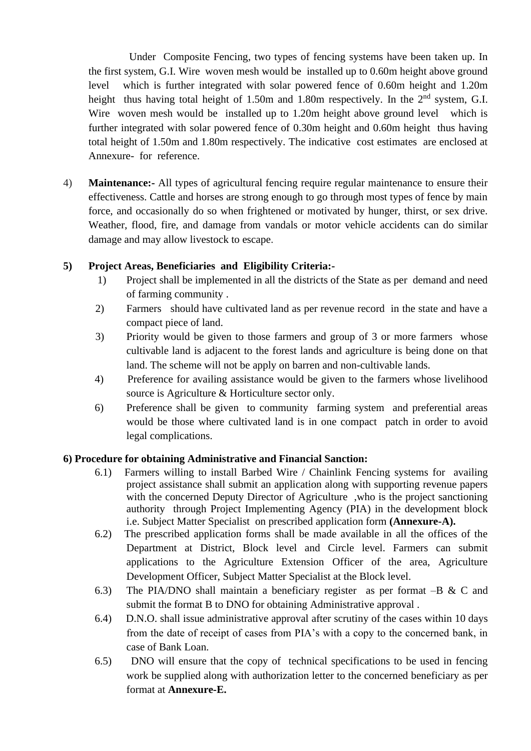Under Composite Fencing, two types of fencing systems have been taken up. In the first system, G.I. Wire woven mesh would be installed up to 0.60m height above ground level which is further integrated with solar powered fence of 0.60m height and 1.20m height thus having total height of 1.50m and 1.80m respectively. In the 2nd system, G.I. Wire woven mesh would be installed up to 1.20m height above ground level which is further integrated with solar powered fence of 0.30m height and 0.60m height thus having total height of 1.50m and 1.80m respectively. The indicative cost estimates are enclosed at Annexure- for reference.

4) **Maintenance:-** All types of agricultural fencing require regular maintenance to ensure their effectiveness. Cattle and horses are strong enough to go through most types of fence by main force, and occasionally do so when frightened or motivated by hunger, thirst, or sex drive. Weather, flood, fire, and damage from vandals or motor vehicle accidents can do similar damage and may allow livestock to escape.

**5) Project Areas, Beneficiaries and Eligibility Criteria:-**

1) Project shall be implemented in all the districts of the State as per demand and need of farming community .
2) Farmers should have cultivated land as per revenue record in the state and have a compact piece of land.
3) Priority would be given to those farmers and group of 3 or more farmers whose cultivable land is adjacent to the forest lands and agriculture is being done on that land. The scheme will not be apply on barren and non-cultivable lands.
4) Preference for availing assistance would be given to the farmers whose livelihood source is Agriculture & Horticulture sector only.
6) Preference shall be given to community farming system and preferential areas would be those where cultivated land is in one compact patch in order to avoid legal complications.

**6) Procedure for obtaining Administrative and Financial Sanction:**

6.1) Farmers willing to install Barbed Wire / Chainlink Fencing systems for availing project assistance shall submit an application along with supporting revenue papers with the concerned Deputy Director of Agriculture ,who is the project sanctioning authority through Project Implementing Agency (PIA) in the development block i.e. Subject Matter Specialist on prescribed application form **(Annexure-A).**

6.2) The prescribed application forms shall be made available in all the offices of the Department at District, Block level and Circle level. Farmers can submit applications to the Agriculture Extension Officer of the area, Agriculture Development Officer, Subject Matter Specialist at the Block level.

6.3) The PIA/DNO shall maintain a beneficiary register as per format –B & C and submit the format B to DNO for obtaining Administrative approval .

6.4) D.N.O. shall issue administrative approval after scrutiny of the cases within 10 days from the date of receipt of cases from PIA's with a copy to the concerned bank, in case of Bank Loan.

6.5) DNO will ensure that the copy of technical specifications to be used in fencing work be supplied along with authorization letter to the concerned beneficiary as per format at **Annexure-E.**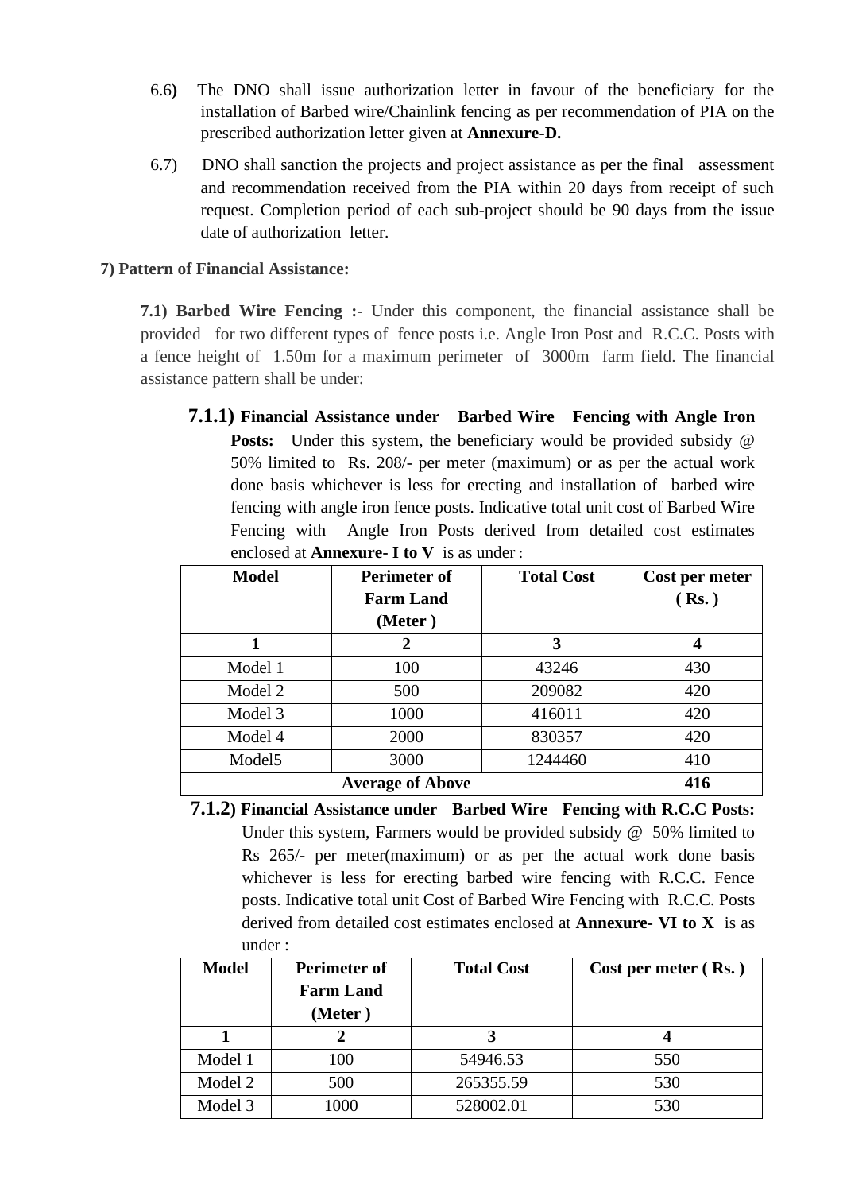6.6) The DNO shall issue authorization letter in favour of the beneficiary for the installation of Barbed wire/Chainlink fencing as per recommendation of PIA on the prescribed authorization letter given at **Annexure-D.**

6.7) DNO shall sanction the projects and project assistance as per the final assessment and recommendation received from the PIA within 20 days from receipt of such request. Completion period of each sub-project should be 90 days from the issue date of authorization letter.

**7) Pattern of Financial Assistance:**

**7.1) Barbed Wire Fencing :-** Under this component, the financial assistance shall be provided for two different types of fence posts i.e. Angle Iron Post and R.C.C. Posts with a fence height of 1.50m for a maximum perimeter of 3000m farm field. The financial assistance pattern shall be under:

**7.1.1) Financial Assistance under Barbed Wire Fencing with Angle Iron Posts:** Under this system, the beneficiary would be provided subsidy @ 50% limited to Rs. 208/- per meter (maximum) or as per the actual work done basis whichever is less for erecting and installation of barbed wire fencing with angle iron fence posts. Indicative total unit cost of Barbed Wire Fencing with Angle Iron Posts derived from detailed cost estimates enclosed at **Annexure- I to V** is as under :

| Model | Perimeter of Farm Land (Meter ) | Total Cost | Cost per meter ( Rs. ) |
|---|---|---|---|
| **1** | **2** | **3** | **4** |
| Model 1 | 100 | 43246 | 430 |
| Model 2 | 500 | 209082 | 420 |
| Model 3 | 1000 | 416011 | 420 |
| Model 4 | 2000 | 830357 | 420 |
| Model5 | 3000 | 1244460 | 410 |
| **Average of Above** | | | **416** |

**7.1.2) Financial Assistance under Barbed Wire Fencing with R.C.C Posts:** Under this system, Farmers would be provided subsidy @ 50% limited to Rs 265/- per meter(maximum) or as per the actual work done basis whichever is less for erecting barbed wire fencing with R.C.C. Fence posts. Indicative total unit Cost of Barbed Wire Fencing with R.C.C. Posts derived from detailed cost estimates enclosed at **Annexure- VI to X** is as under :

| Model | Perimeter of Farm Land (Meter ) | Total Cost | Cost per meter ( Rs. ) |
|---|---|---|---|
| **1** | **2** | **3** | **4** |
| Model 1 | 100 | 54946.53 | 550 |
| Model 2 | 500 | 265355.59 | 530 |
| Model 3 | 1000 | 528002.01 | 530 |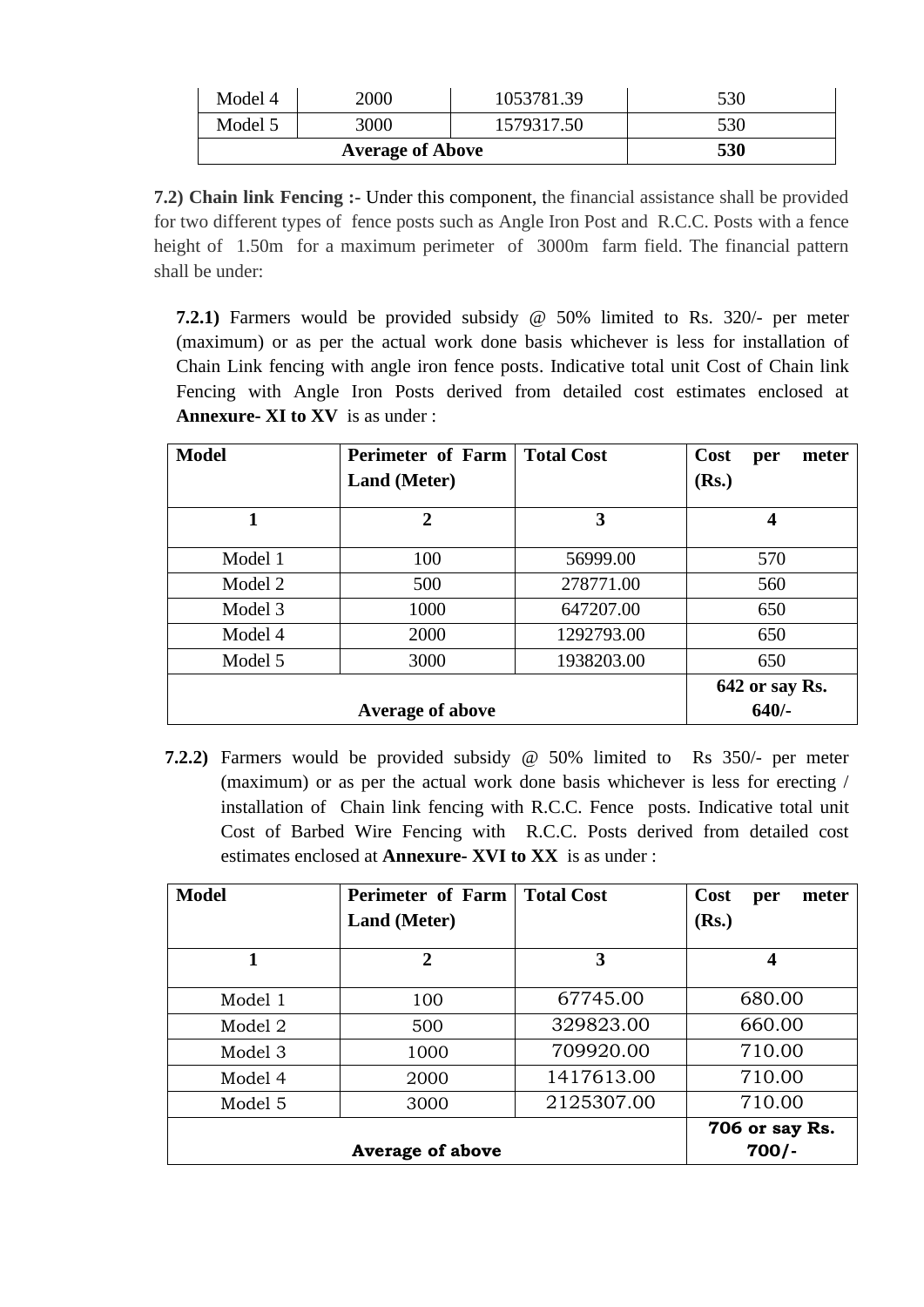| Model 4 | 2000 | 1053781.39 | 530 |
|---|---|---|---|
| Model 5 | 3000 | 1579317.50 | 530 |
| **Average of Above** | | | **530** |

**7.2) Chain link Fencing :-** Under this component, the financial assistance shall be provided for two different types of fence posts such as Angle Iron Post and R.C.C. Posts with a fence height of 1.50m for a maximum perimeter of 3000m farm field. The financial pattern shall be under:

**7.2.1)** Farmers would be provided subsidy @ 50% limited to Rs. 320/- per meter (maximum) or as per the actual work done basis whichever is less for installation of Chain Link fencing with angle iron fence posts. Indicative total unit Cost of Chain link Fencing with Angle Iron Posts derived from detailed cost estimates enclosed at **Annexure- XI to XV** is as under :

| **Model** | **Perimeter of Farm Land (Meter)** | **Total Cost** | **Cost per meter (Rs.)** |
|---|---|---|---|
| **1** | **2** | **3** | **4** |
| Model 1 | 100 | 56999.00 | 570 |
| Model 2 | 500 | 278771.00 | 560 |
| Model 3 | 1000 | 647207.00 | 650 |
| Model 4 | 2000 | 1292793.00 | 650 |
| Model 5 | 3000 | 1938203.00 | 650 |
| **Average of above** | | | **642 or say Rs. 640/-** |

**7.2.2)** Farmers would be provided subsidy @ 50% limited to Rs 350/- per meter (maximum) or as per the actual work done basis whichever is less for erecting / installation of Chain link fencing with R.C.C. Fence posts. Indicative total unit Cost of Barbed Wire Fencing with R.C.C. Posts derived from detailed cost estimates enclosed at **Annexure- XVI to XX** is as under :

| **Model** | **Perimeter of Farm Land (Meter)** | **Total Cost** | **Cost per meter (Rs.)** |
|---|---|---|---|
| **1** | **2** | **3** | **4** |
| Model 1 | 100 | 67745.00 | 680.00 |
| Model 2 | 500 | 329823.00 | 660.00 |
| Model 3 | 1000 | 709920.00 | 710.00 |
| Model 4 | 2000 | 1417613.00 | 710.00 |
| Model 5 | 3000 | 2125307.00 | 710.00 |
| **Average of above** | | | **706 or say Rs. 700/-** |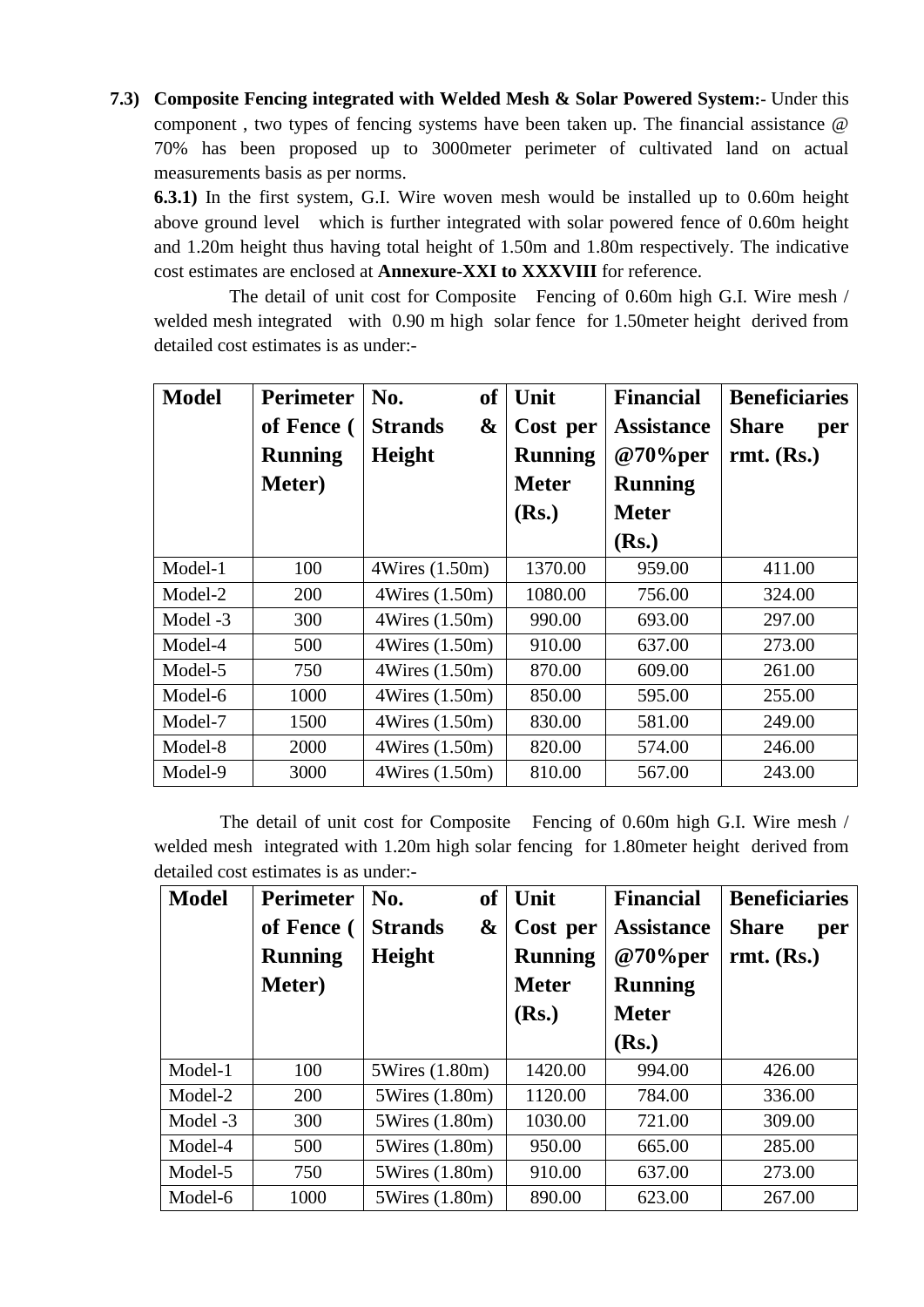**7.3) Composite Fencing integrated with Welded Mesh & Solar Powered System:**- Under this component , two types of fencing systems have been taken up. The financial assistance @ 70% has been proposed up to 3000meter perimeter of cultivated land on actual measurements basis as per norms.

**6.3.1)** In the first system, G.I. Wire woven mesh would be installed up to 0.60m height above ground level which is further integrated with solar powered fence of 0.60m height and 1.20m height thus having total height of 1.50m and 1.80m respectively. The indicative cost estimates are enclosed at **Annexure-XXI to XXXVIII** for reference.

The detail of unit cost for Composite Fencing of 0.60m high G.I. Wire mesh / welded mesh integrated with 0.90 m high solar fence for 1.50meter height derived from detailed cost estimates is as under:-

| Model | Perimeter of Fence ( Running Meter) | No. of Strands & Height | Unit Cost per Running Meter (Rs.) | Financial Assistance @70%per Running Meter (Rs.) | Beneficiaries Share per rmt. (Rs.) |
|---|---|---|---|---|---|
| Model-1 | 100 | 4Wires (1.50m) | 1370.00 | 959.00 | 411.00 |
| Model-2 | 200 | 4Wires (1.50m) | 1080.00 | 756.00 | 324.00 |
| Model -3 | 300 | 4Wires (1.50m) | 990.00 | 693.00 | 297.00 |
| Model-4 | 500 | 4Wires (1.50m) | 910.00 | 637.00 | 273.00 |
| Model-5 | 750 | 4Wires (1.50m) | 870.00 | 609.00 | 261.00 |
| Model-6 | 1000 | 4Wires (1.50m) | 850.00 | 595.00 | 255.00 |
| Model-7 | 1500 | 4Wires (1.50m) | 830.00 | 581.00 | 249.00 |
| Model-8 | 2000 | 4Wires (1.50m) | 820.00 | 574.00 | 246.00 |
| Model-9 | 3000 | 4Wires (1.50m) | 810.00 | 567.00 | 243.00 |

The detail of unit cost for Composite Fencing of 0.60m high G.I. Wire mesh / welded mesh integrated with 1.20m high solar fencing for 1.80meter height derived from detailed cost estimates is as under:-

| Model | Perimeter of Fence ( Running Meter) | No. of Strands & Height | Unit Cost per Running Meter (Rs.) | Financial Assistance @70%per Running Meter (Rs.) | Beneficiaries Share per rmt. (Rs.) |
|---|---|---|---|---|---|
| Model-1 | 100 | 5Wires (1.80m) | 1420.00 | 994.00 | 426.00 |
| Model-2 | 200 | 5Wires (1.80m) | 1120.00 | 784.00 | 336.00 |
| Model -3 | 300 | 5Wires (1.80m) | 1030.00 | 721.00 | 309.00 |
| Model-4 | 500 | 5Wires (1.80m) | 950.00 | 665.00 | 285.00 |
| Model-5 | 750 | 5Wires (1.80m) | 910.00 | 637.00 | 273.00 |
| Model-6 | 1000 | 5Wires (1.80m) | 890.00 | 623.00 | 267.00 |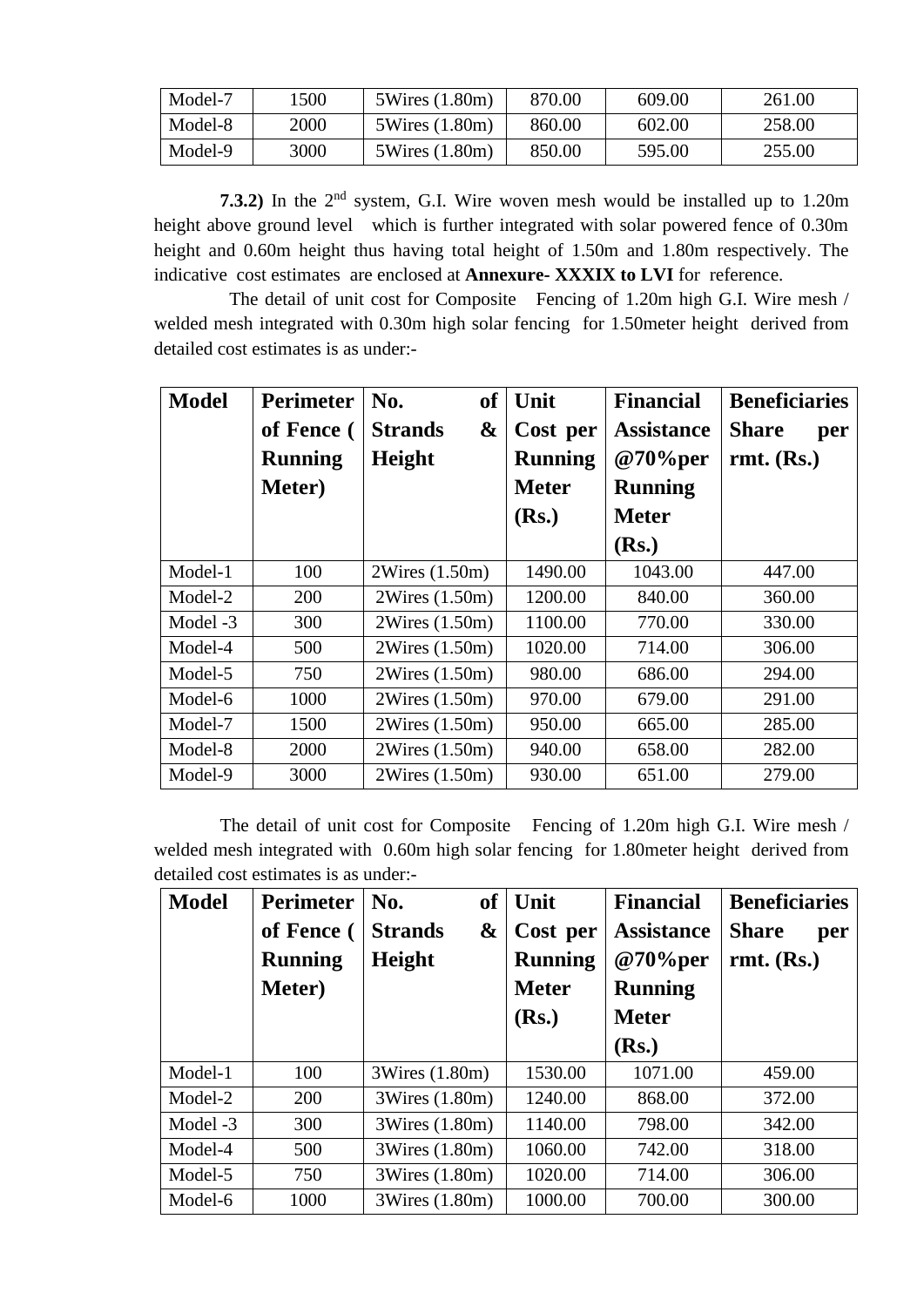| Model-7 | 1500 | 5Wires (1.80m) | 870.00 | 609.00 | 261.00 |
|---|---|---|---|---|---|
| Model-8 | 2000 | 5Wires (1.80m) | 860.00 | 602.00 | 258.00 |
| Model-9 | 3000 | 5Wires (1.80m) | 850.00 | 595.00 | 255.00 |

**7.3.2)** In the 2nd system, G.I. Wire woven mesh would be installed up to 1.20m height above ground level which is further integrated with solar powered fence of 0.30m height and 0.60m height thus having total height of 1.50m and 1.80m respectively. The indicative cost estimates are enclosed at **Annexure- XXXIX to LVI** for reference.

The detail of unit cost for Composite Fencing of 1.20m high G.I. Wire mesh / welded mesh integrated with 0.30m high solar fencing for 1.50meter height derived from detailed cost estimates is as under:-

| Model | Perimeter of Fence ( Running Meter) | No. of Strands & Height | Unit Cost per Running Meter (Rs.) | Financial Assistance @70%per Running Meter (Rs.) | Beneficiaries Share per rmt. (Rs.) |
|---|---|---|---|---|---|
| Model-1 | 100 | 2Wires (1.50m) | 1490.00 | 1043.00 | 447.00 |
| Model-2 | 200 | 2Wires (1.50m) | 1200.00 | 840.00 | 360.00 |
| Model -3 | 300 | 2Wires (1.50m) | 1100.00 | 770.00 | 330.00 |
| Model-4 | 500 | 2Wires (1.50m) | 1020.00 | 714.00 | 306.00 |
| Model-5 | 750 | 2Wires (1.50m) | 980.00 | 686.00 | 294.00 |
| Model-6 | 1000 | 2Wires (1.50m) | 970.00 | 679.00 | 291.00 |
| Model-7 | 1500 | 2Wires (1.50m) | 950.00 | 665.00 | 285.00 |
| Model-8 | 2000 | 2Wires (1.50m) | 940.00 | 658.00 | 282.00 |
| Model-9 | 3000 | 2Wires (1.50m) | 930.00 | 651.00 | 279.00 |

The detail of unit cost for Composite Fencing of 1.20m high G.I. Wire mesh / welded mesh integrated with 0.60m high solar fencing for 1.80meter height derived from detailed cost estimates is as under:-

| Model | Perimeter of Fence ( Running Meter) | No. of Strands & Height | Unit Cost per Running Meter (Rs.) | Financial Assistance @70%per Running Meter (Rs.) | Beneficiaries Share per rmt. (Rs.) |
|---|---|---|---|---|---|
| Model-1 | 100 | 3Wires (1.80m) | 1530.00 | 1071.00 | 459.00 |
| Model-2 | 200 | 3Wires (1.80m) | 1240.00 | 868.00 | 372.00 |
| Model -3 | 300 | 3Wires (1.80m) | 1140.00 | 798.00 | 342.00 |
| Model-4 | 500 | 3Wires (1.80m) | 1060.00 | 742.00 | 318.00 |
| Model-5 | 750 | 3Wires (1.80m) | 1020.00 | 714.00 | 306.00 |
| Model-6 | 1000 | 3Wires (1.80m) | 1000.00 | 700.00 | 300.00 |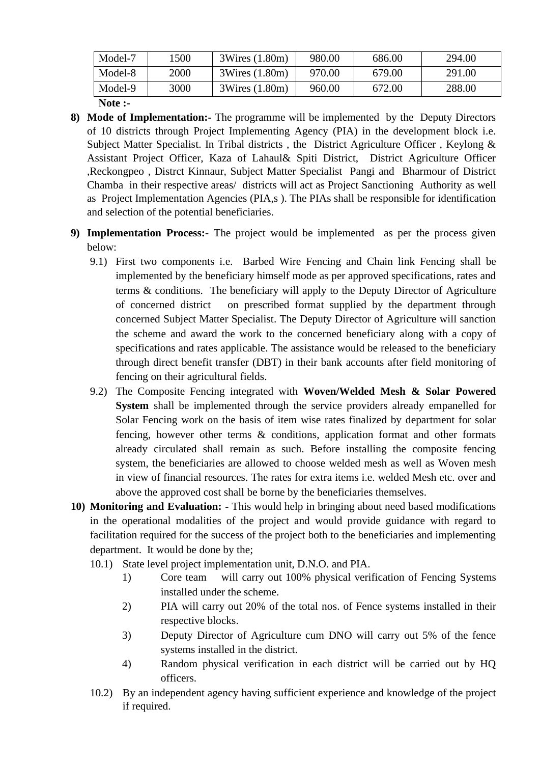| Model-7 | 1500 | 3Wires (1.80m) | 980.00 | 686.00 | 294.00 |
|---|---|---|---|---|---|
| Model-8 | 2000 | 3Wires (1.80m) | 970.00 | 679.00 | 291.00 |
| Model-9 | 3000 | 3Wires (1.80m) | 960.00 | 672.00 | 288.00 |

**Note :-**

8) **Mode of Implementation:-** The programme will be implemented by the Deputy Directors of 10 districts through Project Implementing Agency (PIA) in the development block i.e. Subject Matter Specialist. In Tribal districts , the District Agriculture Officer , Keylong & Assistant Project Officer, Kaza of Lahaul& Spiti District, District Agriculture Officer ,Reckongpeo , Distrct Kinnaur, Subject Matter Specialist Pangi and Bharmour of District Chamba in their respective areas/ districts will act as Project Sanctioning Authority as well as Project Implementation Agencies (PIA,s ). The PIAs shall be responsible for identification and selection of the potential beneficiaries.

9) **Implementation Process:-** The project would be implemented as per the process given below:

   9.1) First two components i.e. Barbed Wire Fencing and Chain link Fencing shall be implemented by the beneficiary himself mode as per approved specifications, rates and terms & conditions. The beneficiary will apply to the Deputy Director of Agriculture of concerned district on prescribed format supplied by the department through concerned Subject Matter Specialist. The Deputy Director of Agriculture will sanction the scheme and award the work to the concerned beneficiary along with a copy of specifications and rates applicable. The assistance would be released to the beneficiary through direct benefit transfer (DBT) in their bank accounts after field monitoring of fencing on their agricultural fields.

   9.2) The Composite Fencing integrated with **Woven/Welded Mesh & Solar Powered System** shall be implemented through the service providers already empanelled for Solar Fencing work on the basis of item wise rates finalized by department for solar fencing, however other terms & conditions, application format and other formats already circulated shall remain as such. Before installing the composite fencing system, the beneficiaries are allowed to choose welded mesh as well as Woven mesh in view of financial resources. The rates for extra items i.e. welded Mesh etc. over and above the approved cost shall be borne by the beneficiaries themselves.

10) **Monitoring and Evaluation: -** This would help in bringing about need based modifications in the operational modalities of the project and would provide guidance with regard to facilitation required for the success of the project both to the beneficiaries and implementing department. It would be done by the;

   10.1) State level project implementation unit, D.N.O. and PIA.

      1) Core team will carry out 100% physical verification of Fencing Systems installed under the scheme.
      2) PIA will carry out 20% of the total nos. of Fence systems installed in their respective blocks.
      3) Deputy Director of Agriculture cum DNO will carry out 5% of the fence systems installed in the district.
      4) Random physical verification in each district will be carried out by HQ officers.

   10.2) By an independent agency having sufficient experience and knowledge of the project if required.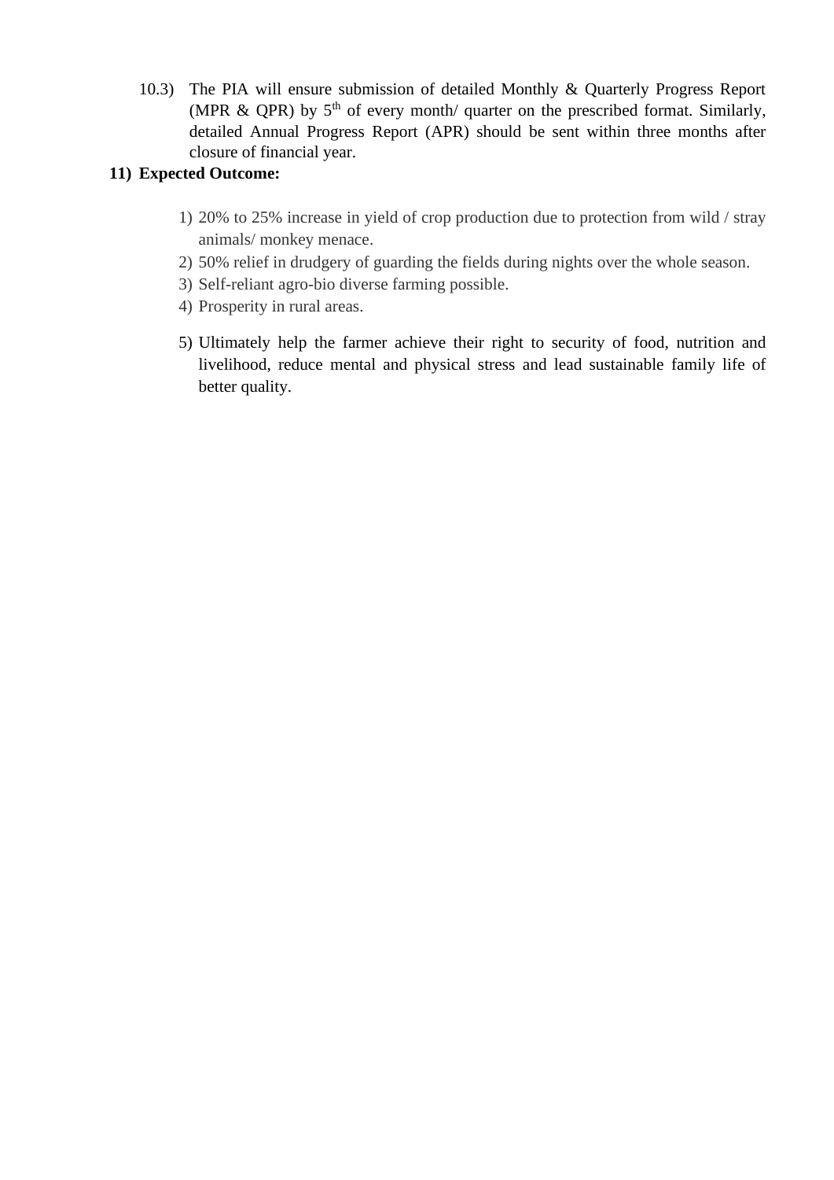10.3) The PIA will ensure submission of detailed Monthly & Quarterly Progress Report (MPR & QPR) by 5th of every month/ quarter on the prescribed format. Similarly, detailed Annual Progress Report (APR) should be sent within three months after closure of financial year.

**11) Expected Outcome:**

1) 20% to 25% increase in yield of crop production due to protection from wild / stray animals/ monkey menace.
2) 50% relief in drudgery of guarding the fields during nights over the whole season.
3) Self-reliant agro-bio diverse farming possible.
4) Prosperity in rural areas.
5) Ultimately help the farmer achieve their right to security of food, nutrition and livelihood, reduce mental and physical stress and lead sustainable family life of better quality.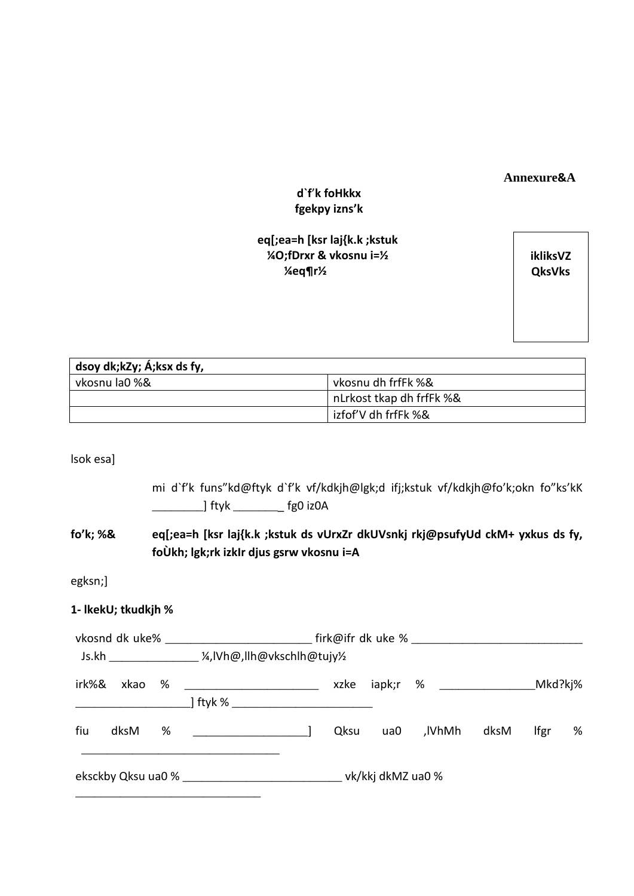Annexure&A

**d`f'k foHkkx**
**fgekpy izns'k**

**eq[;ea=h [ksr laj{k.k ;kstuk**
**¼O;fDrxr & vkosnu i=½**
**¼eq¶r½**

**ikliksVZ QksVks**

| dsoy dk;kZy; Á;ksx ds fy, | |
|---|---|
| vkosnu la0 %& | vkosnu dh frfFk %& |
| | nLrkost tkap dh frfFk %& |
| | izfof'V dh frfFk %& |

lsok esa]

mi d`f'k funs"kd@ftyk d`f'k vf/kdkjh@lgk;d ifj;kstuk vf/kdkjh@fo'k;okn fo"ks'kK ________] ftyk ________ fg0 iz0A

**fo'k; %&** **eq[;ea=h [ksr laj{k.k ;kstuk ds vUrxZr dkUVsnkj rkj@psufyUd ckM+ yxkus ds fy, foÙkh; lgk;rk izkIr djus gsrw vkosnu i=A**

egksn;]

**1- lkekU; tkudkjh %**

vkosnd dk uke% ________________________ firk@ifr dk uke % ____________________________ Js.kh ______________ ¼,lVh@,llh@vkschlh@tujy½

irk%& xkao % ______________________ xzke iapk;r % _______________Mkd?kj% __________________] ftyk % ______________________

fiu dksM % __________________] Qksu ua0 ,lVhMh dksM lfgr % _________________________________

eksckby Qksu ua0 % __________________________ vk/kkj dkMZ ua0 % ______________________________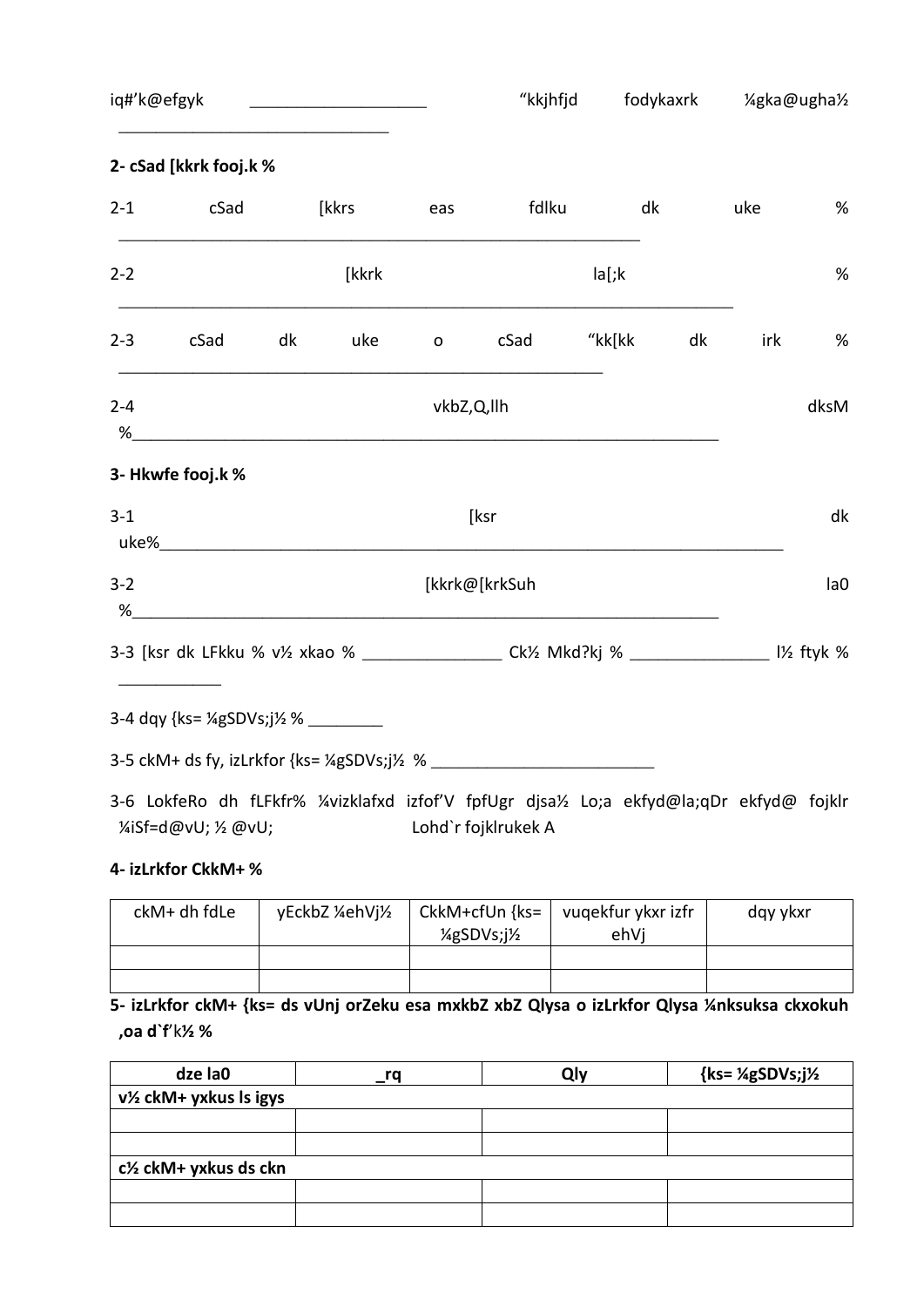iq#'k@efgyk ____________________ "kkjhfjd fodykaxrk ¼gka@ugha½ ______________________________

**2- cSad [kkrk fooj.k %**

2-1 cSad [kkrs eas fdlku dk uke % __________________________________________________________

2-2 [kkrk la[;k % ______________________________________________________________________

2-3 cSad dk uke o cSad "kk[kk dk irk % ______________________________________________________

2-4 vkbZ,Q,llh dksM %__________________________________________________________________

**3- Hkwfe fooj.k %**

3-1 [ksr dk uke%______________________________________________________________________

3-2 [kkrk@[krkSuh la0 %__________________________________________________________________

3-3 [ksr dk LFkku % v½ xkao % ________________ Ck½ Mkd?kj % ________________ l½ ftyk % ___________

3-4 dqy {ks= ¼gSDVs;j½ % ________

3-5 ckM+ ds fy, izLrkfor {ks= ¼gSDVs;j½ % _________________________

3-6 LokfeRo dh fLFkfr% ¼vizklafxd izfof'V fpfUgr djsa½ Lo;a ekfyd@la;qDr ekfyd@ fojklr ¼iSf=d@vU; ½ @vU; Lohd`r fojklrukek A

**4- izLrkfor CkkM+ %**

| ckM+ dh fdLe | yEckbZ ¼ehVj½ | CkkM+cfUn {ks= ¼gSDVs;j½ | vuqekfur ykxr izfr ehVj | dqy ykxr |
|---|---|---|---|---|
| | | | | |
| | | | | |

**5- izLrkfor ckM+ {ks= ds vUnj orZeku esa mxkbZ xbZ Qlysa o izLrkfor Qlysa ¼nksuksa ckxokuh ,oa d`f'k½ %**

| dze la0 | _rq | Qly | {ks= ¼gSDVs;j½ |
|---|---|---|---|
| **v½ ckM+ yxkus ls igys** | | | |
| | | | |
| | | | |
| **c½ ckM+ yxkus ds ckn** | | | |
| | | | |
| | | | |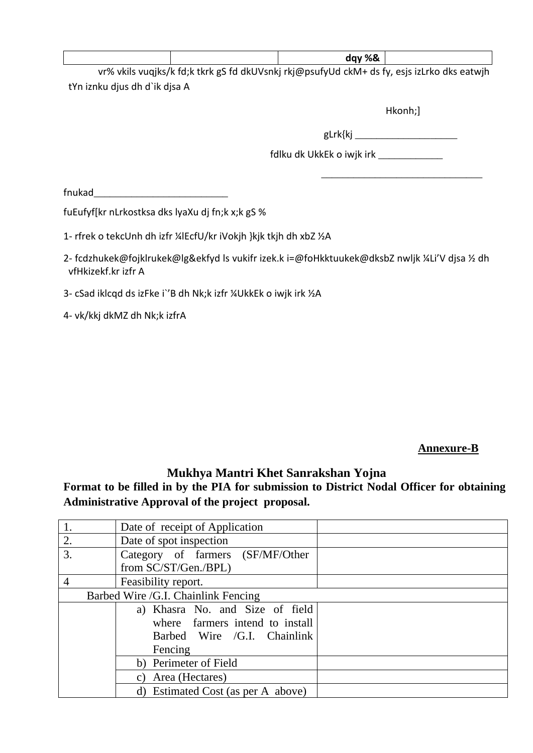| | | dqy %& | |
|---|---|---|---|

vr% vkils vuqjks/k fd;k tkrk gS fd dkUVsnkj rkj@psufyUd ckM+ ds fy, esjs izLrko dks eatwjh tYn iznku djus dh d`ik djsa A

Hkonh;]

gLrk{kj ____________________

fdlku dk UkkEk o iwjk irk ____________

________________________________

fnukad__________________________

fuEufyf[kr nLrkostksa dks lyaXu dj fn;k x;k gS %

1- rfrek o tekcUnh dh izfr ¼lEcfU/kr iVokjh }kjk tkjh dh xbZ ½A

2- fcdzhukek@fojklrukek@lg&ekfyd ls vukifr izek.k i=@foHkktuukek@dksbZ nwljk ¼Li'V djsa ½ dh vfHkizekf.kr izfr A

3- cSad iklcqd ds izFke i`'B dh Nk;k izfr ¼UkkEk o iwjk irk ½A

4- vk/kkj dkMZ dh Nk;k izfrA

**Annexure-B**

## Mukhya Mantri Khet Sanrakshan Yojna

**Format to be filled in by the PIA for submission to District Nodal Officer for obtaining Administrative Approval of the project proposal.**

| 1. | Date of receipt of Application | |
|---|---|---|
| 2. | Date of spot inspection | |
| 3. | Category of farmers (SF/MF/Other from SC/ST/Gen./BPL) | |
| 4 | Feasibility report. | |
| Barbed Wire /G.I. Chainlink Fencing | | |
| | a) Khasra No. and Size of field where farmers intend to install Barbed Wire /G.I. Chainlink Fencing | |
| | b) Perimeter of Field | |
| | c) Area (Hectares) | |
| | d) Estimated Cost (as per A above) | |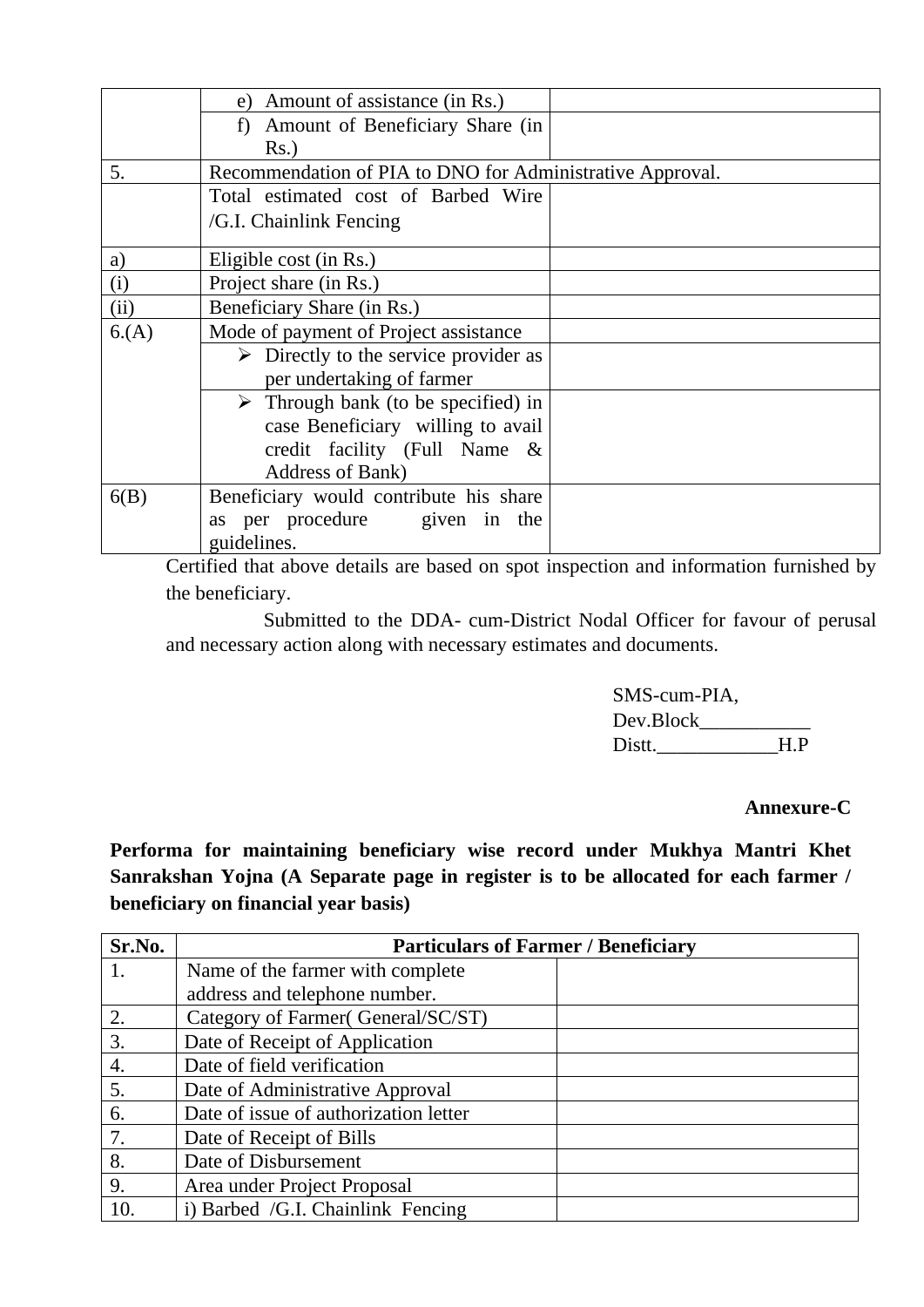| | | |
|---|---|---|
| | e) Amount of assistance (in Rs.) | |
| | f) Amount of Beneficiary Share (in Rs.) | |
| 5. | Recommendation of PIA to DNO for Administrative Approval. | |
| | Total estimated cost of Barbed Wire /G.I. Chainlink Fencing | |
| a) | Eligible cost (in Rs.) | |
| (i) | Project share (in Rs.) | |
| (ii) | Beneficiary Share (in Rs.) | |
| 6.(A) | Mode of payment of Project assistance | |
| | ➢ Directly to the service provider as per undertaking of farmer | |
| | ➢ Through bank (to be specified) in case Beneficiary willing to avail credit facility (Full Name & Address of Bank) | |
| 6(B) | Beneficiary would contribute his share as per procedure given in the guidelines. | |

Certified that above details are based on spot inspection and information furnished by the beneficiary.

Submitted to the DDA- cum-District Nodal Officer for favour of perusal and necessary action along with necessary estimates and documents.

SMS-cum-PIA,
Dev.Block___________
Distt.____________H.P

**Annexure-C**

**Performa for maintaining beneficiary wise record under Mukhya Mantri Khet Sanrakshan Yojna (A Separate page in register is to be allocated for each farmer / beneficiary on financial year basis)**

| Sr.No. | Particulars of Farmer / Beneficiary | |
|---|---|---|
| 1. | Name of the farmer with complete address and telephone number. | |
| 2. | Category of Farmer( General/SC/ST) | |
| 3. | Date of Receipt of Application | |
| 4. | Date of field verification | |
| 5. | Date of Administrative Approval | |
| 6. | Date of issue of authorization letter | |
| 7. | Date of Receipt of Bills | |
| 8. | Date of Disbursement | |
| 9. | Area under Project Proposal | |
| 10. | i) Barbed /G.I. Chainlink Fencing | |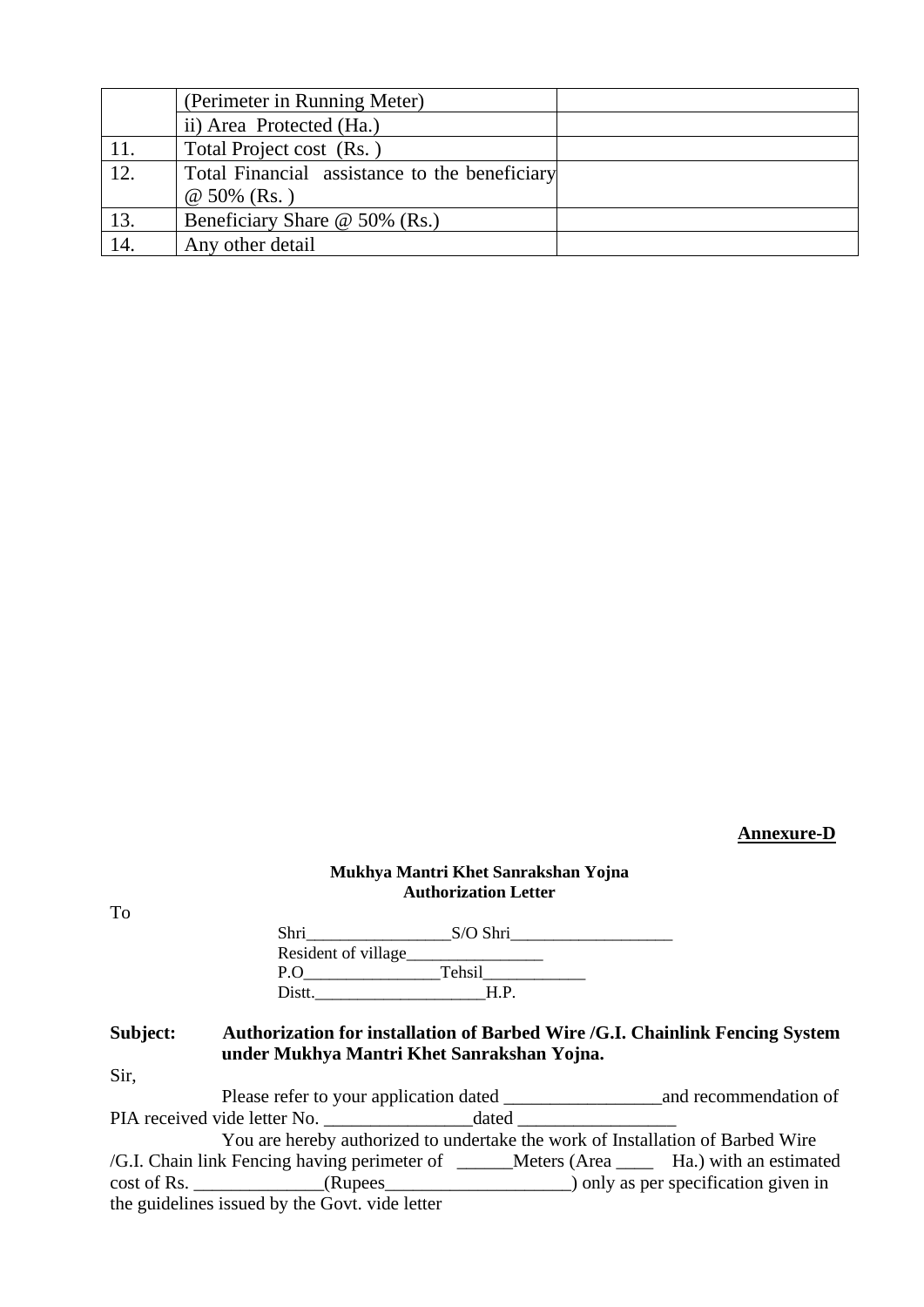|  | (Perimeter in Running Meter) |  |
|---|---|---|
|  | ii) Area Protected (Ha.) |  |
| 11. | Total Project cost (Rs. ) |  |
| 12. | Total Financial assistance to the beneficiary @ 50% (Rs. ) |  |
| 13. | Beneficiary Share @ 50% (Rs.) |  |
| 14. | Any other detail |  |

**Annexure-D**

**Mukhya Mantri Khet Sanrakshan Yojna**
**Authorization Letter**

To

Shri________________S/O Shri__________________
Resident of village________________
P.O________________Tehsil___________
Distt.___________________H.P.

**Subject: Authorization for installation of Barbed Wire /G.I. Chainlink Fencing System under Mukhya Mantri Khet Sanrakshan Yojna.**

Sir,

Please refer to your application dated _________________and recommendation of PIA received vide letter No. ________________dated _________________

You are hereby authorized to undertake the work of Installation of Barbed Wire /G.I. Chain link Fencing having perimeter of ______Meters (Area ____ Ha.) with an estimated cost of Rs. ______________(Rupees____________________) only as per specification given in the guidelines issued by the Govt. vide letter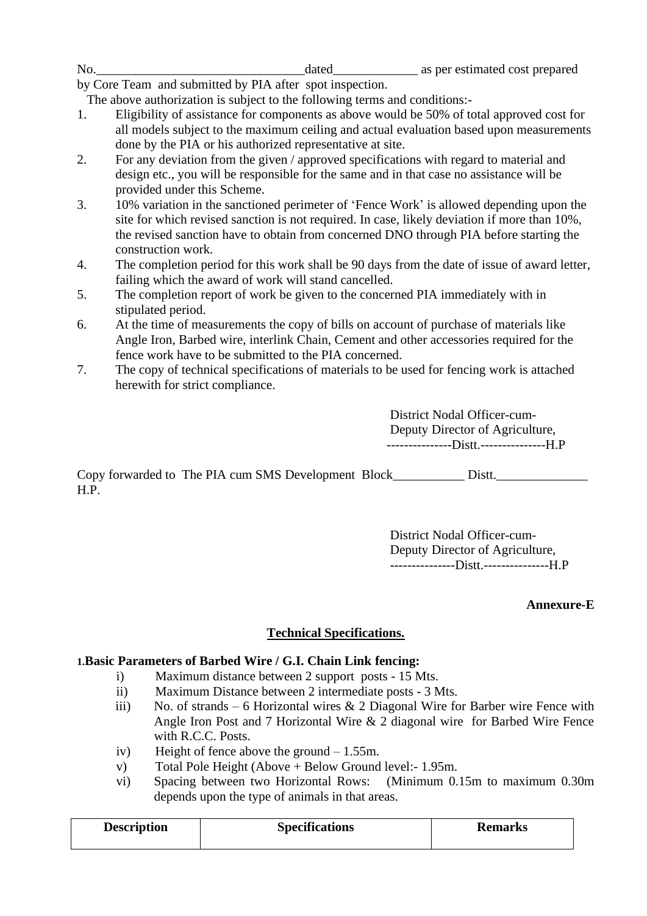No.________________________________dated_____________ as per estimated cost prepared by Core Team and submitted by PIA after spot inspection.

The above authorization is subject to the following terms and conditions:-

1. Eligibility of assistance for components as above would be 50% of total approved cost for all models subject to the maximum ceiling and actual evaluation based upon measurements done by the PIA or his authorized representative at site.
2. For any deviation from the given / approved specifications with regard to material and design etc., you will be responsible for the same and in that case no assistance will be provided under this Scheme.
3. 10% variation in the sanctioned perimeter of 'Fence Work' is allowed depending upon the site for which revised sanction is not required. In case, likely deviation if more than 10%, the revised sanction have to obtain from concerned DNO through PIA before starting the construction work.
4. The completion period for this work shall be 90 days from the date of issue of award letter, failing which the award of work will stand cancelled.
5. The completion report of work be given to the concerned PIA immediately with in stipulated period.
6. At the time of measurements the copy of bills on account of purchase of materials like Angle Iron, Barbed wire, interlink Chain, Cement and other accessories required for the fence work have to be submitted to the PIA concerned.
7. The copy of technical specifications of materials to be used for fencing work is attached herewith for strict compliance.

District Nodal Officer-cum-
Deputy Director of Agriculture,
---------------Distt.---------------H.P

Copy forwarded to The PIA cum SMS Development Block___________ Distt.______________ H.P.

District Nodal Officer-cum-
Deputy Director of Agriculture,
---------------Distt.---------------H.P

**Annexure-E**

## Technical Specifications.

**1.Basic Parameters of Barbed Wire / G.I. Chain Link fencing:**

- i) Maximum distance between 2 support posts - 15 Mts.
- ii) Maximum Distance between 2 intermediate posts - 3 Mts.
- iii) No. of strands – 6 Horizontal wires & 2 Diagonal Wire for Barber wire Fence with Angle Iron Post and 7 Horizontal Wire & 2 diagonal wire for Barbed Wire Fence with R.C.C. Posts.
- iv) Height of fence above the ground – 1.55m.
- v) Total Pole Height (Above + Below Ground level:- 1.95m.
- vi) Spacing between two Horizontal Rows: (Minimum 0.15m to maximum 0.30m depends upon the type of animals in that areas.

| Description | Specifications | Remarks |
|---|---|---|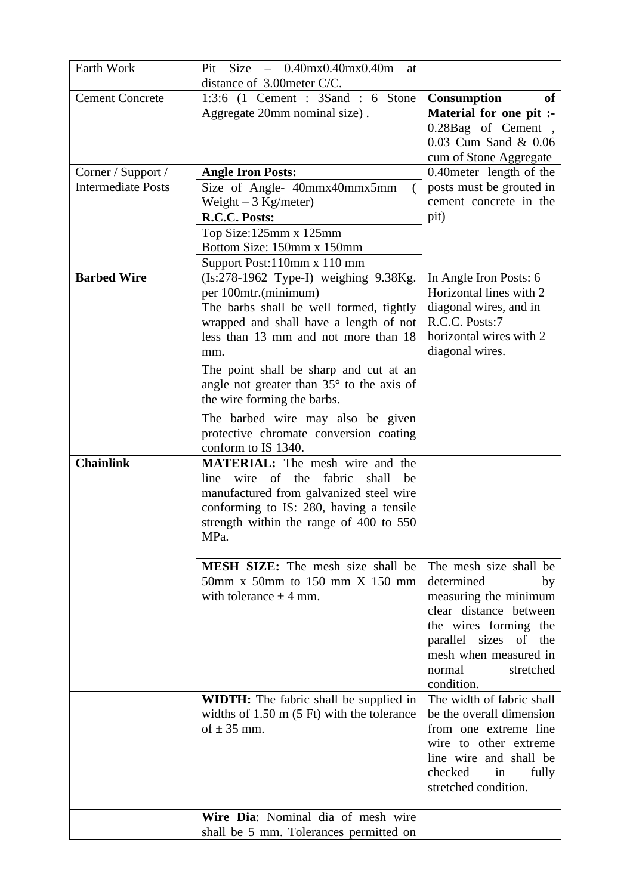| Earth Work | Pit Size – 0.40mx0.40mx0.40m at distance of 3.00meter C/C. | |
|---|---|---|
| Cement Concrete | 1:3:6 (1 Cement : 3Sand : 6 Stone Aggregate 20mm nominal size) . | **Consumption of Material for one pit :-** 0.28Bag of Cement , 0.03 Cum Sand & 0.06 cum of Stone Aggregate |
| Corner / Support / Intermediate Posts | **Angle Iron Posts:** | 0.40meter length of the posts must be grouted in cement concrete in the pit) |
| | Size of Angle- 40mmx40mmx5mm ( Weight – 3 Kg/meter) | |
| | **R.C.C. Posts:** | |
| | Top Size:125mm x 125mm<br>Bottom Size: 150mm x 150mm | |
| | Support Post:110mm x 110 mm | |
| **Barbed Wire** | (Is:278-1962 Type-I) weighing 9.38Kg. per 100mtr.(minimum) | In Angle Iron Posts: 6 Horizontal lines with 2 diagonal wires, and in R.C.C. Posts:7 horizontal wires with 2 diagonal wires. |
| | The barbs shall be well formed, tightly wrapped and shall have a length of not less than 13 mm and not more than 18 mm. | |
| | The point shall be sharp and cut at an angle not greater than 35° to the axis of the wire forming the barbs. | |
| | The barbed wire may also be given protective chromate conversion coating conform to IS 1340. | |
| **Chainlink** | **MATERIAL:** The mesh wire and the line wire of the fabric shall be manufactured from galvanized steel wire conforming to IS: 280, having a tensile strength within the range of 400 to 550 MPa. | |
| | **MESH SIZE:** The mesh size shall be 50mm x 50mm to 150 mm X 150 mm with tolerance ± 4 mm. | The mesh size shall be determined by measuring the minimum clear distance between the wires forming the parallel sizes of the mesh when measured in normal stretched condition. |
| | **WIDTH:** The fabric shall be supplied in widths of 1.50 m (5 Ft) with the tolerance of ± 35 mm. | The width of fabric shall be the overall dimension from one extreme line wire to other extreme line wire and shall be checked in fully stretched condition. |
| | **Wire Dia**: Nominal dia of mesh wire shall be 5 mm. Tolerances permitted on | |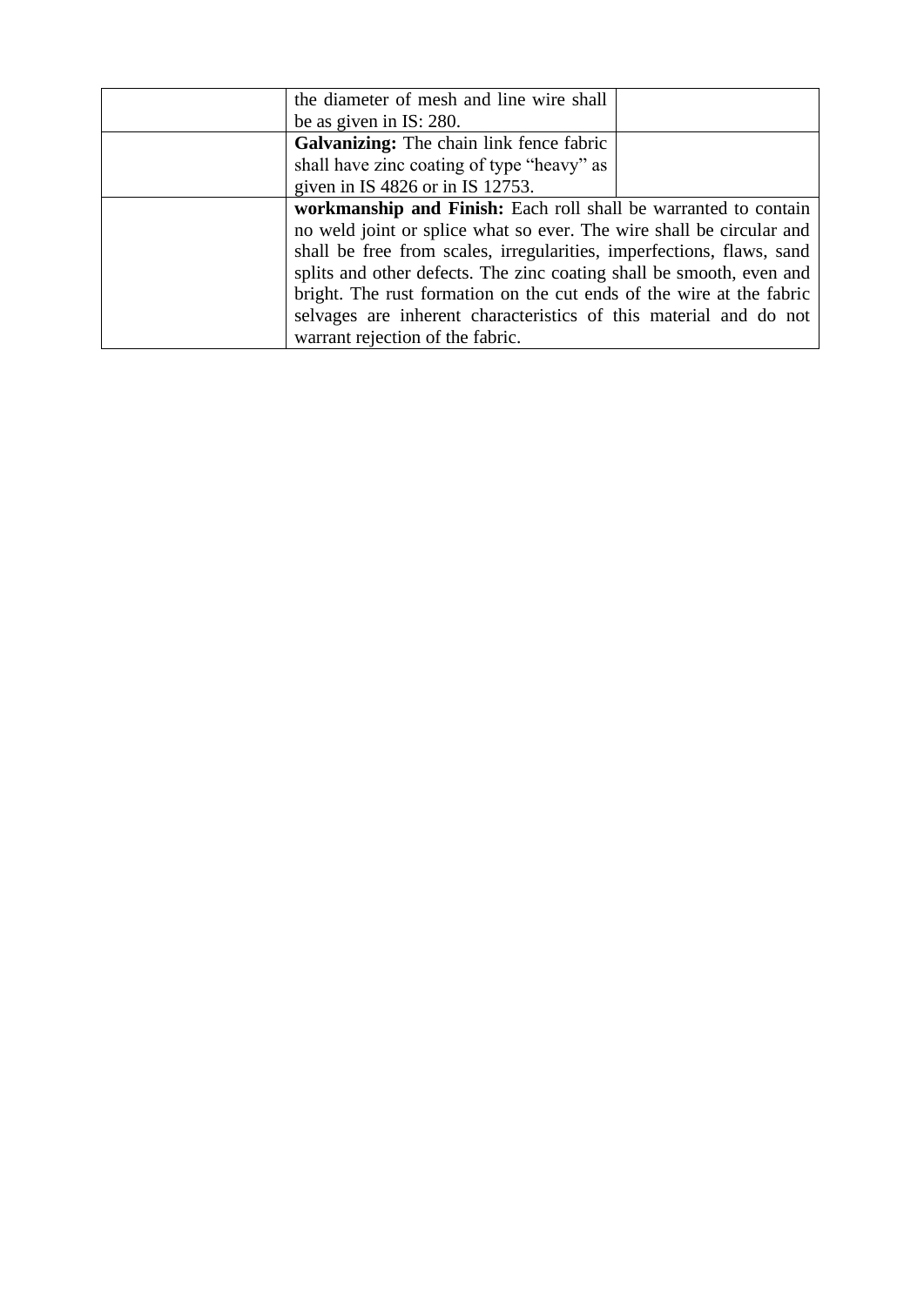| | | |
|---|---|---|
| | the diameter of mesh and line wire shall be as given in IS: 280. | |
| | **Galvanizing:** The chain link fence fabric shall have zinc coating of type "heavy" as given in IS 4826 or in IS 12753. | |
| | **workmanship and Finish:** Each roll shall be warranted to contain no weld joint or splice what so ever. The wire shall be circular and shall be free from scales, irregularities, imperfections, flaws, sand splits and other defects. The zinc coating shall be smooth, even and bright. The rust formation on the cut ends of the wire at the fabric selvages are inherent characteristics of this material and do not warrant rejection of the fabric. | |